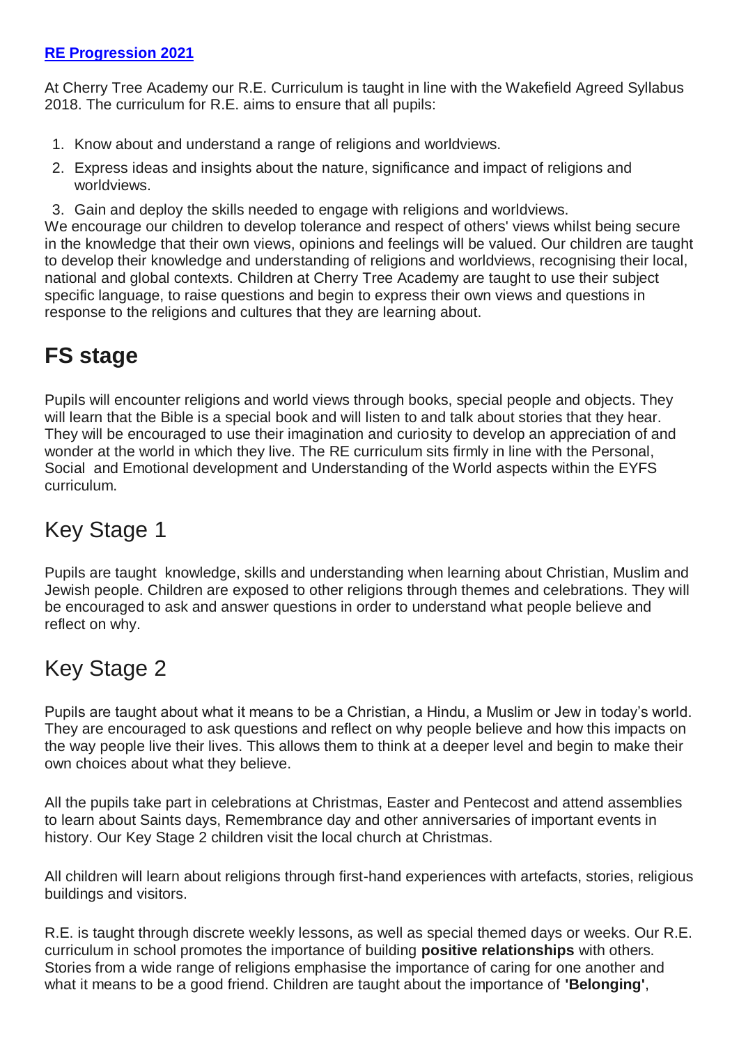**RE Progression 2021**

At Cherry Tree Academy our R.E. Curriculum is taught in line with the Wakefield Agreed Syllabus 2018. The curriculum for R.E. aims to ensure that all pupils:

1. Know about and understand a range of religions and worldviews.
2. Express ideas and insights about the nature, significance and impact of religions and worldviews.
3. Gain and deploy the skills needed to engage with religions and worldviews.

We encourage our children to develop tolerance and respect of others' views whilst being secure in the knowledge that their own views, opinions and feelings will be valued. Our children are taught to develop their knowledge and understanding of religions and worldviews, recognising their local, national and global contexts. Children at Cherry Tree Academy are taught to use their subject specific language, to raise questions and begin to express their own views and questions in response to the religions and cultures that they are learning about.

# FS stage

Pupils will encounter religions and world views through books, special people and objects. They will learn that the Bible is a special book and will listen to and talk about stories that they hear. They will be encouraged to use their imagination and curiosity to develop an appreciation of and wonder at the world in which they live. The RE curriculum sits firmly in line with the Personal, Social and Emotional development and Understanding of the World aspects within the EYFS curriculum.

## Key Stage 1

Pupils are taught knowledge, skills and understanding when learning about Christian, Muslim and Jewish people. Children are exposed to other religions through themes and celebrations. They will be encouraged to ask and answer questions in order to understand what people believe and reflect on why.

## Key Stage 2

Pupils are taught about what it means to be a Christian, a Hindu, a Muslim or Jew in today's world. They are encouraged to ask questions and reflect on why people believe and how this impacts on the way people live their lives. This allows them to think at a deeper level and begin to make their own choices about what they believe.

All the pupils take part in celebrations at Christmas, Easter and Pentecost and attend assemblies to learn about Saints days, Remembrance day and other anniversaries of important events in history. Our Key Stage 2 children visit the local church at Christmas.

All children will learn about religions through first-hand experiences with artefacts, stories, religious buildings and visitors.

R.E. is taught through discrete weekly lessons, as well as special themed days or weeks. Our R.E. curriculum in school promotes the importance of building **positive relationships** with others. Stories from a wide range of religions emphasise the importance of caring for one another and what it means to be a good friend. Children are taught about the importance of **'Belonging'**,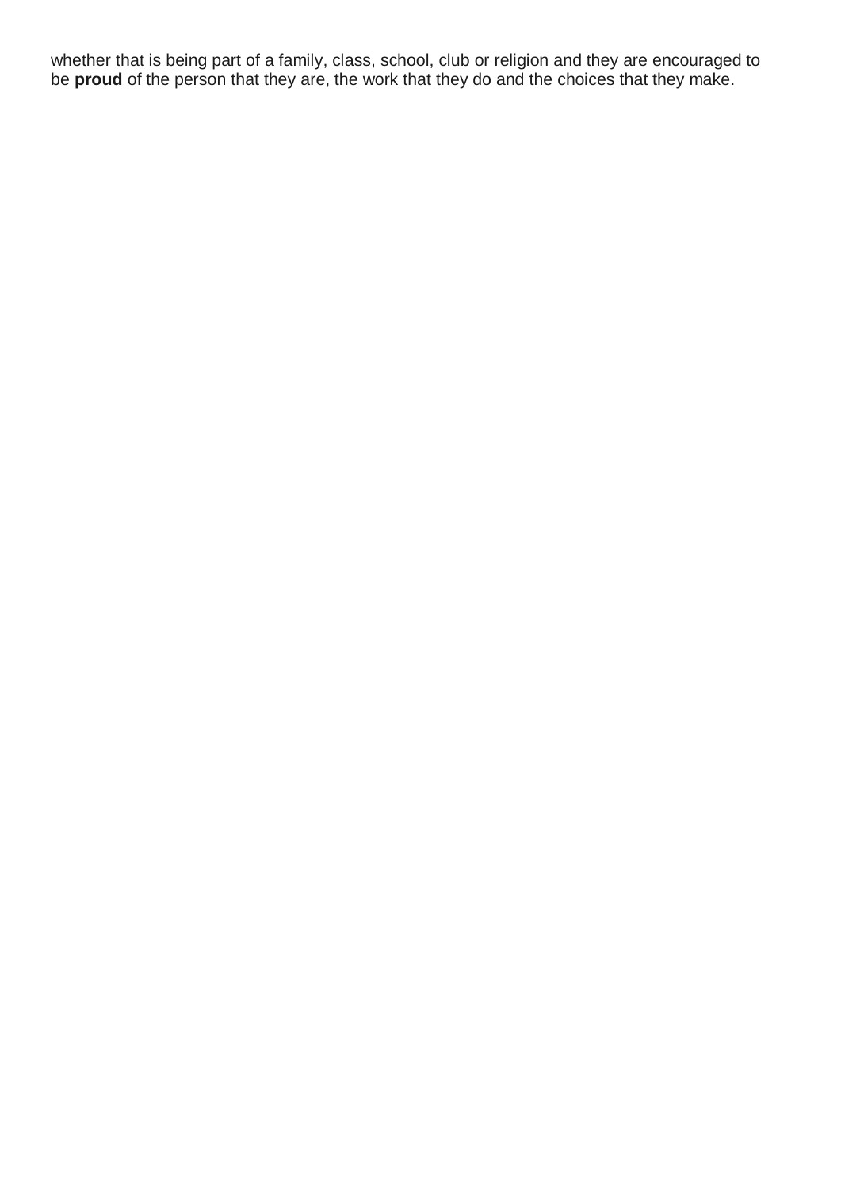whether that is being part of a family, class, school, club or religion and they are encouraged to be **proud** of the person that they are, the work that they do and the choices that they make.